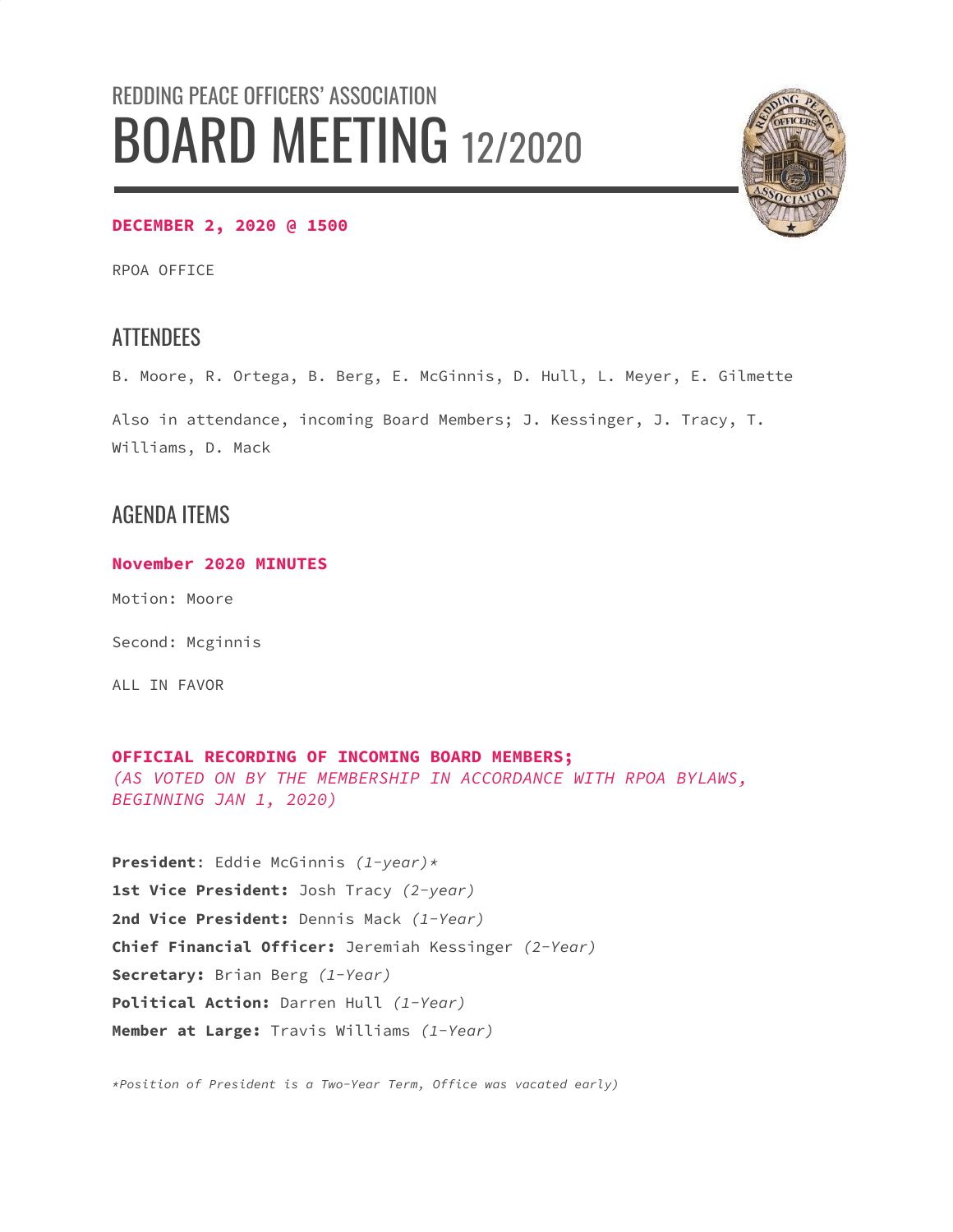# REDDING PEACE OFFICERS' ASSOCIATION

# BOARD MEETING 12/2020

**DECEMBER 2, 2020 @ 1500**

RPOA OFFICE

## ATTENDEES

B. Moore, R. Ortega, B. Berg, E. McGinnis, D. Hull, L. Meyer, E. Gilmette

Also in attendance, incoming Board Members; J. Kessinger, J. Tracy, T. Williams, D. Mack

## AGENDA ITEMS

**November 2020 MINUTES**

Motion: Moore

Second: Mcginnis

ALL IN FAVOR

**OFFICIAL RECORDING OF INCOMING BOARD MEMBERS;**
*(AS VOTED ON BY THE MEMBERSHIP IN ACCORDANCE WITH RPOA BYLAWS, BEGINNING JAN 1, 2020)*

**President**: Eddie McGinnis *(1-year)**
**1st Vice President:** Josh Tracy *(2-year)*
**2nd Vice President:** Dennis Mack *(1-Year)*
**Chief Financial Officer:** Jeremiah Kessinger *(2-Year)*
**Secretary:** Brian Berg *(1-Year)*
**Political Action:** Darren Hull *(1-Year)*
**Member at Large:** Travis Williams *(1-Year)*

**Position of President is a Two-Year Term, Office was vacated early)*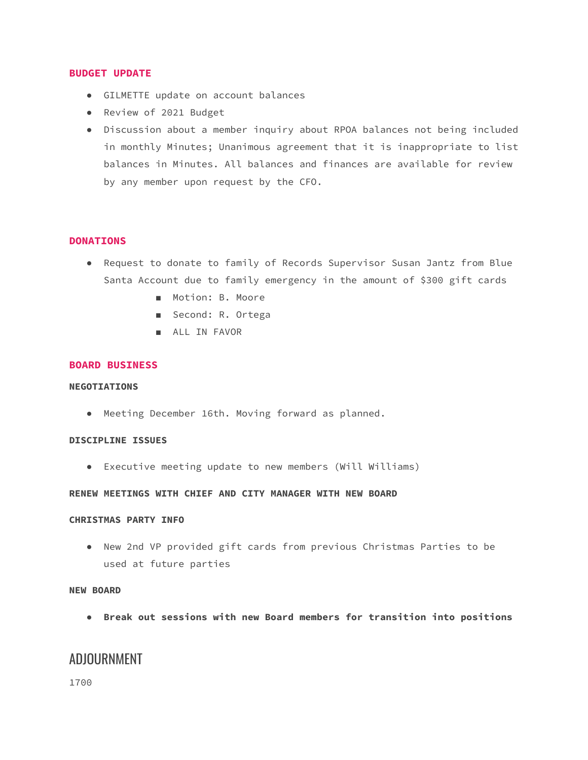## BUDGET UPDATE

- GILMETTE update on account balances
- Review of 2021 Budget
- Discussion about a member inquiry about RPOA balances not being included in monthly Minutes; Unanimous agreement that it is inappropriate to list balances in Minutes. All balances and finances are available for review by any member upon request by the CFO.

## DONATIONS

- Request to donate to family of Records Supervisor Susan Jantz from Blue Santa Account due to family emergency in the amount of $300 gift cards
  - Motion: B. Moore
  - Second: R. Ortega
  - ALL IN FAVOR

## BOARD BUSINESS

### NEGOTIATIONS

- Meeting December 16th. Moving forward as planned.

### DISCIPLINE ISSUES

- Executive meeting update to new members (Will Williams)

### RENEW MEETINGS WITH CHIEF AND CITY MANAGER WITH NEW BOARD

### CHRISTMAS PARTY INFO

- New 2nd VP provided gift cards from previous Christmas Parties to be used at future parties

### NEW BOARD

- **Break out sessions with new Board members for transition into positions**

# ADJOURNMENT

1700